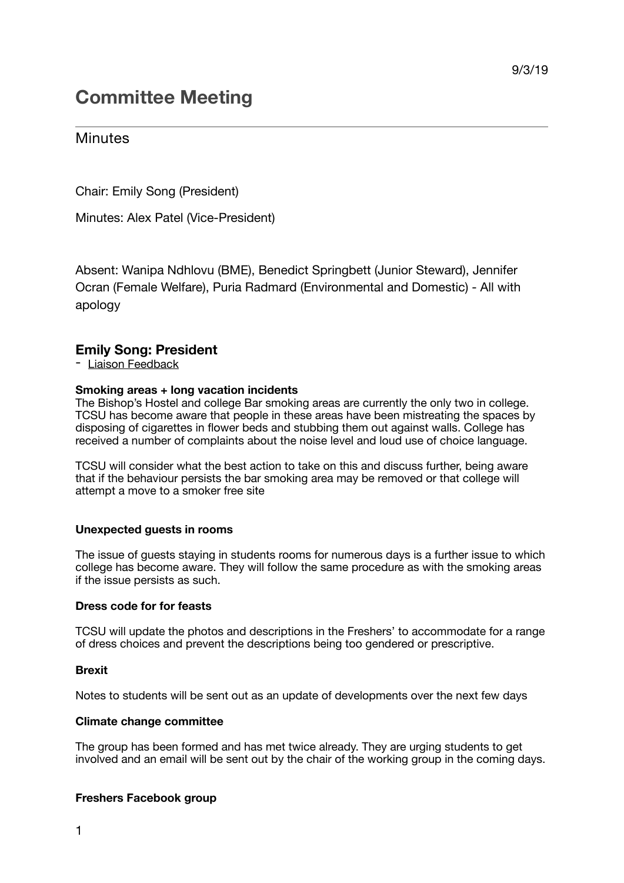9/3/19

# Committee Meeting

## Minutes

Chair: Emily Song (President)

Minutes: Alex Patel (Vice-President)

Absent: Wanipa Ndhlovu (BME), Benedict Springbett (Junior Steward), Jennifer Ocran (Female Welfare), Puria Radmard (Environmental and Domestic) - All with apology

### Emily Song: President

- Liaison Feedback

**Smoking areas + long vacation incidents**

The Bishop's Hostel and college Bar smoking areas are currently the only two in college. TCSU has become aware that people in these areas have been mistreating the spaces by disposing of cigarettes in flower beds and stubbing them out against walls. College has received a number of complaints about the noise level and loud use of choice language.

TCSU will consider what the best action to take on this and discuss further, being aware that if the behaviour persists the bar smoking area may be removed or that college will attempt a move to a smoker free site

**Unexpected guests in rooms**

The issue of guests staying in students rooms for numerous days is a further issue to which college has become aware. They will follow the same procedure as with the smoking areas if the issue persists as such.

**Dress code for for feasts**

TCSU will update the photos and descriptions in the Freshers' to accommodate for a range of dress choices and prevent the descriptions being too gendered or prescriptive.

**Brexit**

Notes to students will be sent out as an update of developments over the next few days

**Climate change committee**

The group has been formed and has met twice already. They are urging students to get involved and an email will be sent out by the chair of the working group in the coming days.

**Freshers Facebook group**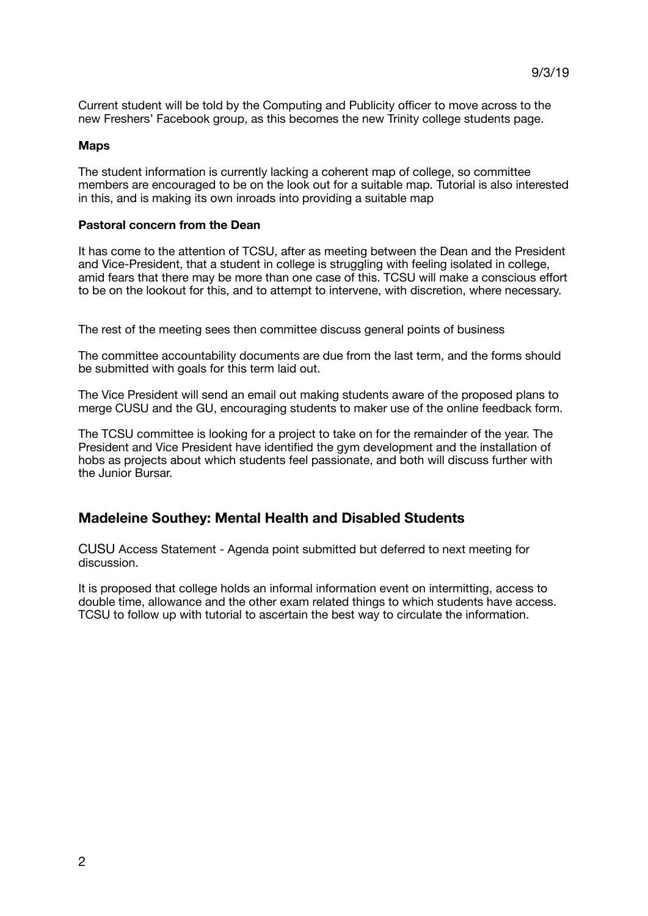9/3/19

Current student will be told by the Computing and Publicity officer to move across to the new Freshers' Facebook group, as this becomes the new Trinity college students page.

**Maps**

The student information is currently lacking a coherent map of college, so committee members are encouraged to be on the look out for a suitable map. Tutorial is also interested in this, and is making its own inroads into providing a suitable map

**Pastoral concern from the Dean**

It has come to the attention of TCSU, after as meeting between the Dean and the President and Vice-President, that a student in college is struggling with feeling isolated in college, amid fears that there may be more than one case of this. TCSU will make a conscious effort to be on the lookout for this, and to attempt to intervene, with discretion, where necessary.

The rest of the meeting sees then committee discuss general points of business

The committee accountability documents are due from the last term, and the forms should be submitted with goals for this term laid out.

The Vice President will send an email out making students aware of the proposed plans to merge CUSU and the GU, encouraging students to maker use of the online feedback form.

The TCSU committee is looking for a project to take on for the remainder of the year. The President and Vice President have identified the gym development and the installation of hobs as projects about which students feel passionate, and both will discuss further with the Junior Bursar.

## Madeleine Southey: Mental Health and Disabled Students

CUSU Access Statement - Agenda point submitted but deferred to next meeting for discussion.

It is proposed that college holds an informal information event on intermitting, access to double time, allowance and the other exam related things to which students have access. TCSU to follow up with tutorial to ascertain the best way to circulate the information.